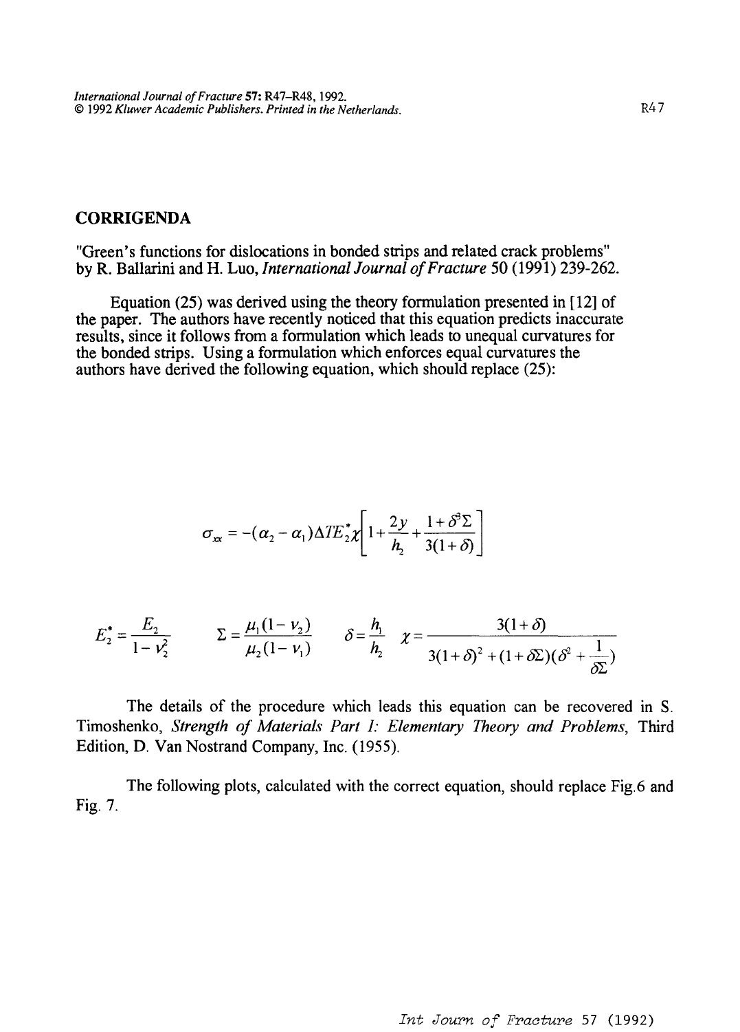## CORRIGENDA

"Green's functions for dislocations in bonded strips and related crack problems" by R. Ballarini and H. Luo, *International Journal of Fracture* 50 (1991) 239-262.

Equation (25) was derived using the theory formulation presented in [12] of the paper. The authors have recently noticed that this equation predicts inaccurate results, since it follows from a formulation which leads to unequal curvatures for the bonded strips. Using a formulation which enforces equal curvatures the authors have derived the following equation, which should replace (25):

$$\sigma_{xx} = -(\alpha_2 - \alpha_1)\Delta T E_2^* \chi \left[ 1 + \frac{2y}{h_2} + \frac{1+\delta^3 \Sigma}{3(1+\delta)} \right]$$

$$E_2^* = \frac{E_2}{1-\nu_2^2} \qquad \Sigma = \frac{\mu_1(1-\nu_2)}{\mu_2(1-\nu_1)} \qquad \delta = \frac{h_1}{h_2} \qquad \chi = \frac{3(1+\delta)}{3(1+\delta)^2 + (1+\delta\Sigma)(\delta^2 + \frac{1}{\delta\Sigma})}$$

The details of the procedure which leads this equation can be recovered in S. Timoshenko, *Strength of Materials Part 1: Elementary Theory and Problems*, Third Edition, D. Van Nostrand Company, Inc. (1955).

The following plots, calculated with the correct equation, should replace Fig.6 and Fig. 7.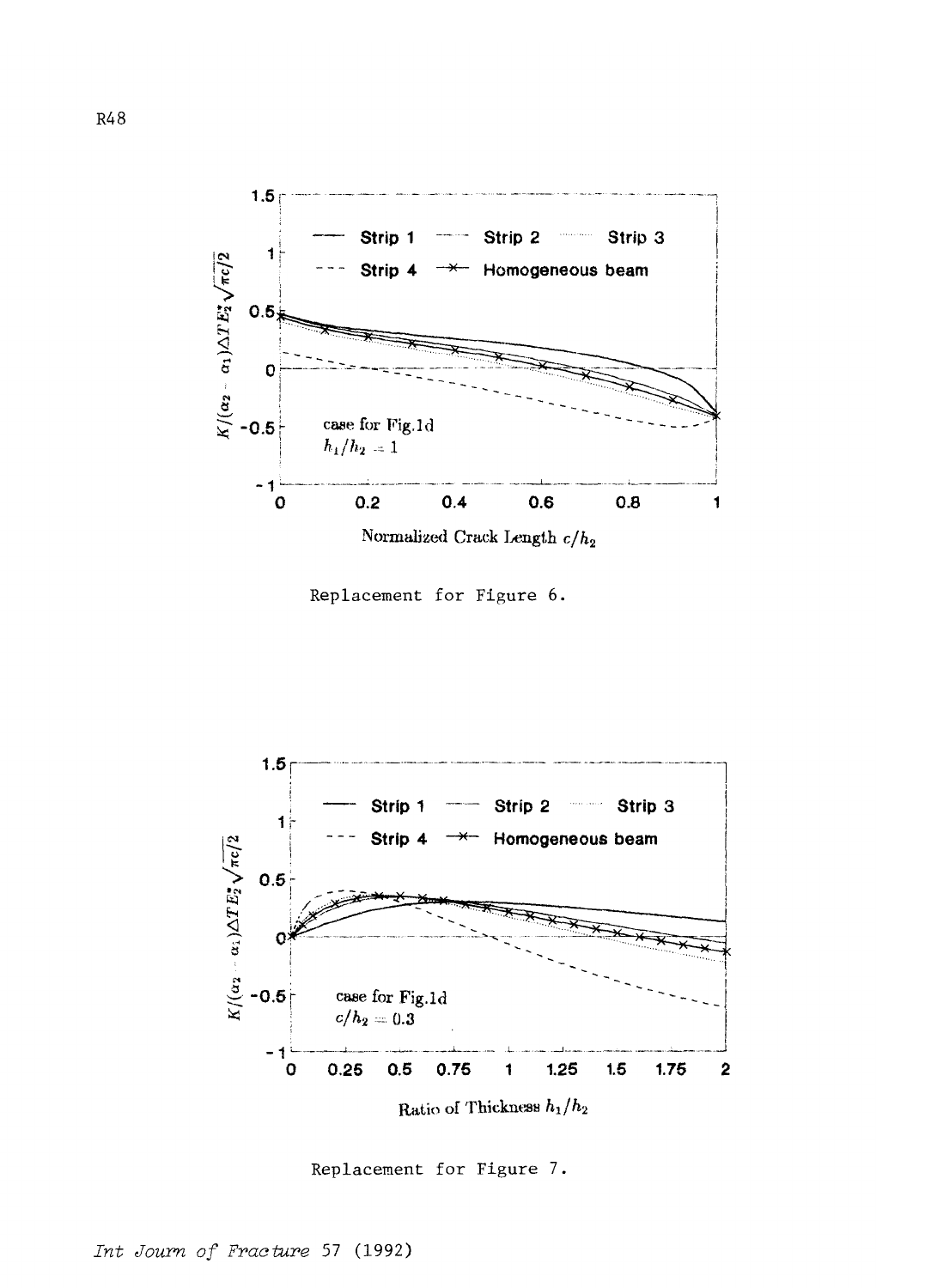1.5

1

0.5

0

-0.5

-1

0 0.2 0.4 0.6 0.8 1

Strip 1 Strip 2 Strip 3

Strip 4 Homogeneous beam

$K/(\alpha_2 - \alpha_1)\Delta T E_2^* \sqrt{\pi c/2}$

case for Fig.1d

$h_1/h_2 = 1$

Normalized Crack Length $c/h_2$

Replacement for Figure 6.

1.5

1

0.5

0

-0.5

-1

0 0.25 0.5 0.75 1 1.25 1.5 1.75 2

Strip 1 Strip 2 Strip 3

Strip 4 Homogeneous beam

$K/(\alpha_2 - \alpha_1)\Delta T E_2^* \sqrt{\pi c/2}$

case for Fig.1d

$c/h_2 = 0.3$

Ratio of Thickness $h_1/h_2$

Replacement for Figure 7.